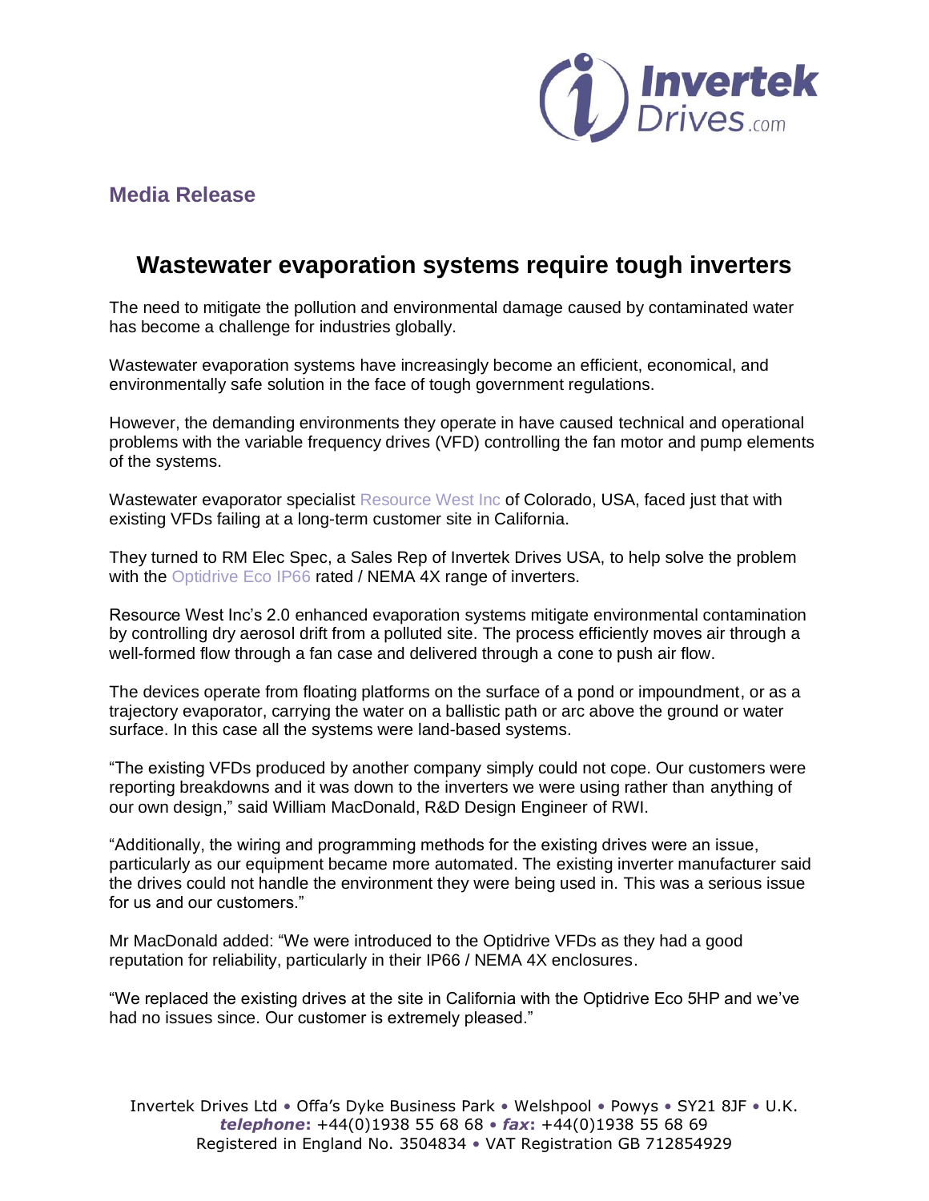**Media Release**

# Wastewater evaporation systems require tough inverters

The need to mitigate the pollution and environmental damage caused by contaminated water has become a challenge for industries globally.

Wastewater evaporation systems have increasingly become an efficient, economical, and environmentally safe solution in the face of tough government regulations.

However, the demanding environments they operate in have caused technical and operational problems with the variable frequency drives (VFD) controlling the fan motor and pump elements of the systems.

Wastewater evaporator specialist Resource West Inc of Colorado, USA, faced just that with existing VFDs failing at a long-term customer site in California.

They turned to RM Elec Spec, a Sales Rep of Invertek Drives USA, to help solve the problem with the Optidrive Eco IP66 rated / NEMA 4X range of inverters.

Resource West Inc's 2.0 enhanced evaporation systems mitigate environmental contamination by controlling dry aerosol drift from a polluted site. The process efficiently moves air through a well-formed flow through a fan case and delivered through a cone to push air flow.

The devices operate from floating platforms on the surface of a pond or impoundment, or as a trajectory evaporator, carrying the water on a ballistic path or arc above the ground or water surface. In this case all the systems were land-based systems.

"The existing VFDs produced by another company simply could not cope. Our customers were reporting breakdowns and it was down to the inverters we were using rather than anything of our own design," said William MacDonald, R&D Design Engineer of RWI.

"Additionally, the wiring and programming methods for the existing drives were an issue, particularly as our equipment became more automated. The existing inverter manufacturer said the drives could not handle the environment they were being used in. This was a serious issue for us and our customers."

Mr MacDonald added: "We were introduced to the Optidrive VFDs as they had a good reputation for reliability, particularly in their IP66 / NEMA 4X enclosures.

"We replaced the existing drives at the site in California with the Optidrive Eco 5HP and we've had no issues since. Our customer is extremely pleased."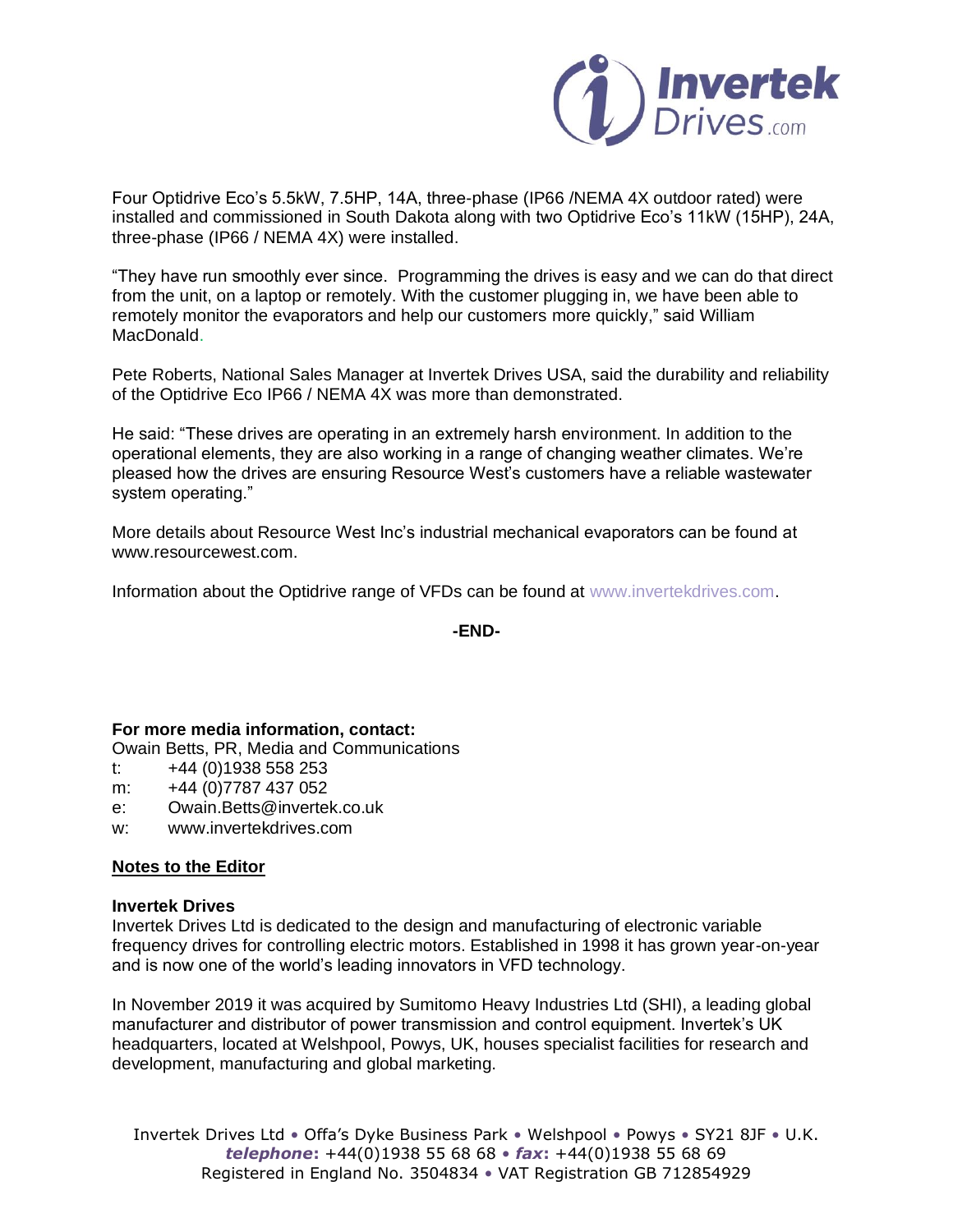Four Optidrive Eco's 5.5kW, 7.5HP, 14A, three-phase (IP66 /NEMA 4X outdoor rated) were installed and commissioned in South Dakota along with two Optidrive Eco's 11kW (15HP), 24A, three-phase (IP66 / NEMA 4X) were installed.

"They have run smoothly ever since. Programming the drives is easy and we can do that direct from the unit, on a laptop or remotely. With the customer plugging in, we have been able to remotely monitor the evaporators and help our customers more quickly," said William MacDonald.

Pete Roberts, National Sales Manager at Invertek Drives USA, said the durability and reliability of the Optidrive Eco IP66 / NEMA 4X was more than demonstrated.

He said: "These drives are operating in an extremely harsh environment. In addition to the operational elements, they are also working in a range of changing weather climates. We're pleased how the drives are ensuring Resource West's customers have a reliable wastewater system operating."

More details about Resource West Inc's industrial mechanical evaporators can be found at www.resourcewest.com.

Information about the Optidrive range of VFDs can be found at www.invertekdrives.com.

**-END-**

**For more media information, contact:**

Owain Betts, PR, Media and Communications

t: +44 (0)1938 558 253
m: +44 (0)7787 437 052
e: Owain.Betts@invertek.co.uk
w: www.invertekdrives.com

**Notes to the Editor**

**Invertek Drives**

Invertek Drives Ltd is dedicated to the design and manufacturing of electronic variable frequency drives for controlling electric motors. Established in 1998 it has grown year-on-year and is now one of the world's leading innovators in VFD technology.

In November 2019 it was acquired by Sumitomo Heavy Industries Ltd (SHI), a leading global manufacturer and distributor of power transmission and control equipment. Invertek's UK headquarters, located at Welshpool, Powys, UK, houses specialist facilities for research and development, manufacturing and global marketing.

Invertek Drives Ltd • Offa's Dyke Business Park • Welshpool • Powys • SY21 8JF • U.K.
***telephone*:** +44(0)1938 55 68 68 • ***fax*:** +44(0)1938 55 68 69
Registered in England No. 3504834 • VAT Registration GB 712854929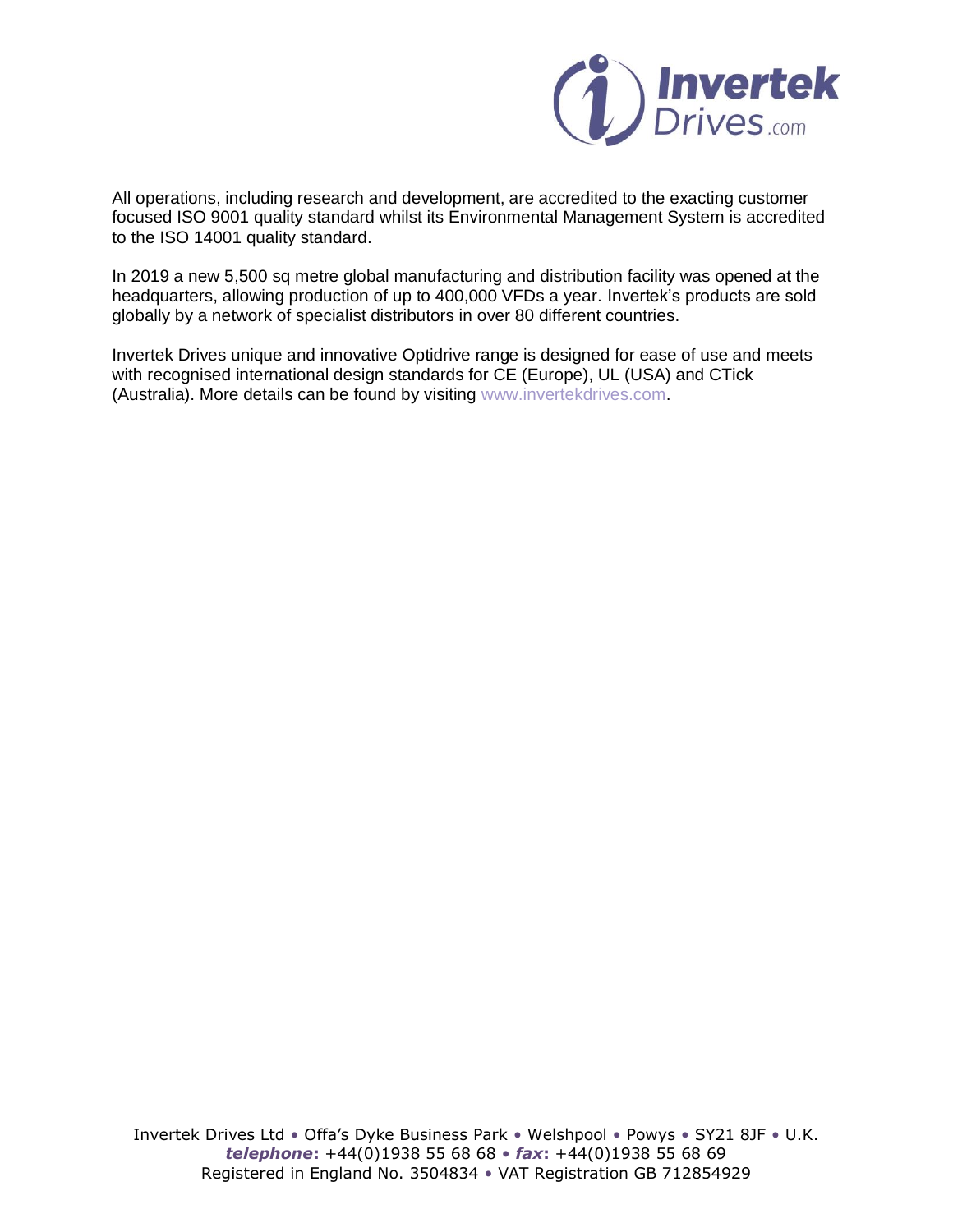All operations, including research and development, are accredited to the exacting customer focused ISO 9001 quality standard whilst its Environmental Management System is accredited to the ISO 14001 quality standard.

In 2019 a new 5,500 sq metre global manufacturing and distribution facility was opened at the headquarters, allowing production of up to 400,000 VFDs a year. Invertek's products are sold globally by a network of specialist distributors in over 80 different countries.

Invertek Drives unique and innovative Optidrive range is designed for ease of use and meets with recognised international design standards for CE (Europe), UL (USA) and CTick (Australia). More details can be found by visiting www.invertekdrives.com.

Invertek Drives Ltd • Offa's Dyke Business Park • Welshpool • Powys • SY21 8JF • U.K.
***telephone*:** +44(0)1938 55 68 68 • ***fax*:** +44(0)1938 55 68 69
Registered in England No. 3504834 • VAT Registration GB 712854929